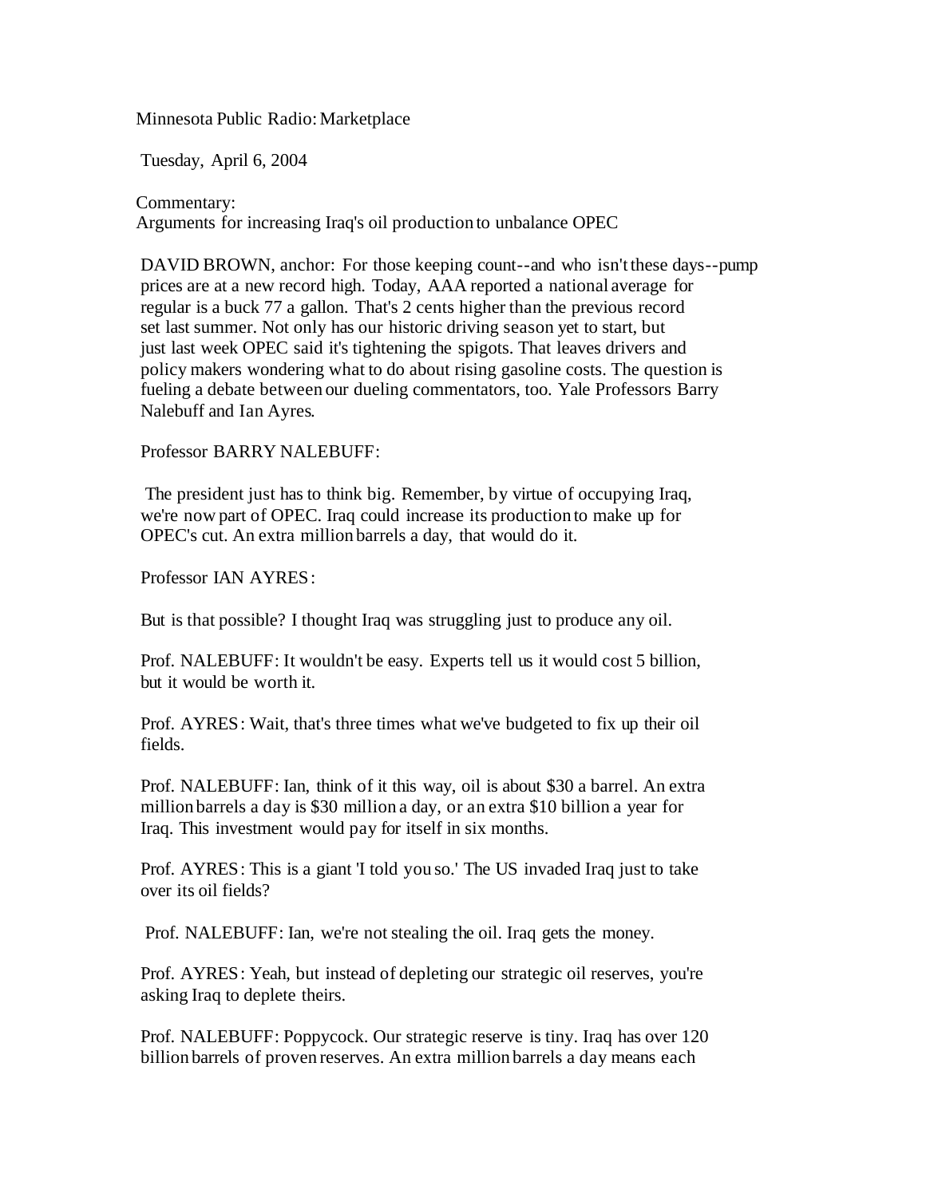Minnesota Public Radio: Marketplace

Tuesday, April 6, 2004

Commentary:
Arguments for increasing Iraq's oil production to unbalance OPEC

DAVID BROWN, anchor: For those keeping count--and who isn't these days--pump prices are at a new record high. Today, AAA reported a national average for regular is a buck 77 a gallon. That's 2 cents higher than the previous record set last summer. Not only has our historic driving season yet to start, but just last week OPEC said it's tightening the spigots. That leaves drivers and policy makers wondering what to do about rising gasoline costs. The question is fueling a debate between our dueling commentators, too. Yale Professors Barry Nalebuff and Ian Ayres.

Professor BARRY NALEBUFF:

The president just has to think big. Remember, by virtue of occupying Iraq, we're now part of OPEC. Iraq could increase its production to make up for OPEC's cut. An extra million barrels a day, that would do it.

Professor IAN AYRES:

But is that possible? I thought Iraq was struggling just to produce any oil.

Prof. NALEBUFF: It wouldn't be easy. Experts tell us it would cost 5 billion, but it would be worth it.

Prof. AYRES: Wait, that's three times what we've budgeted to fix up their oil fields.

Prof. NALEBUFF: Ian, think of it this way, oil is about $30 a barrel. An extra million barrels a day is $30 million a day, or an extra $10 billion a year for Iraq. This investment would pay for itself in six months.

Prof. AYRES: This is a giant 'I told you so.' The US invaded Iraq just to take over its oil fields?

Prof. NALEBUFF: Ian, we're not stealing the oil. Iraq gets the money.

Prof. AYRES: Yeah, but instead of depleting our strategic oil reserves, you're asking Iraq to deplete theirs.

Prof. NALEBUFF: Poppycock. Our strategic reserve is tiny. Iraq has over 120 billion barrels of proven reserves. An extra million barrels a day means each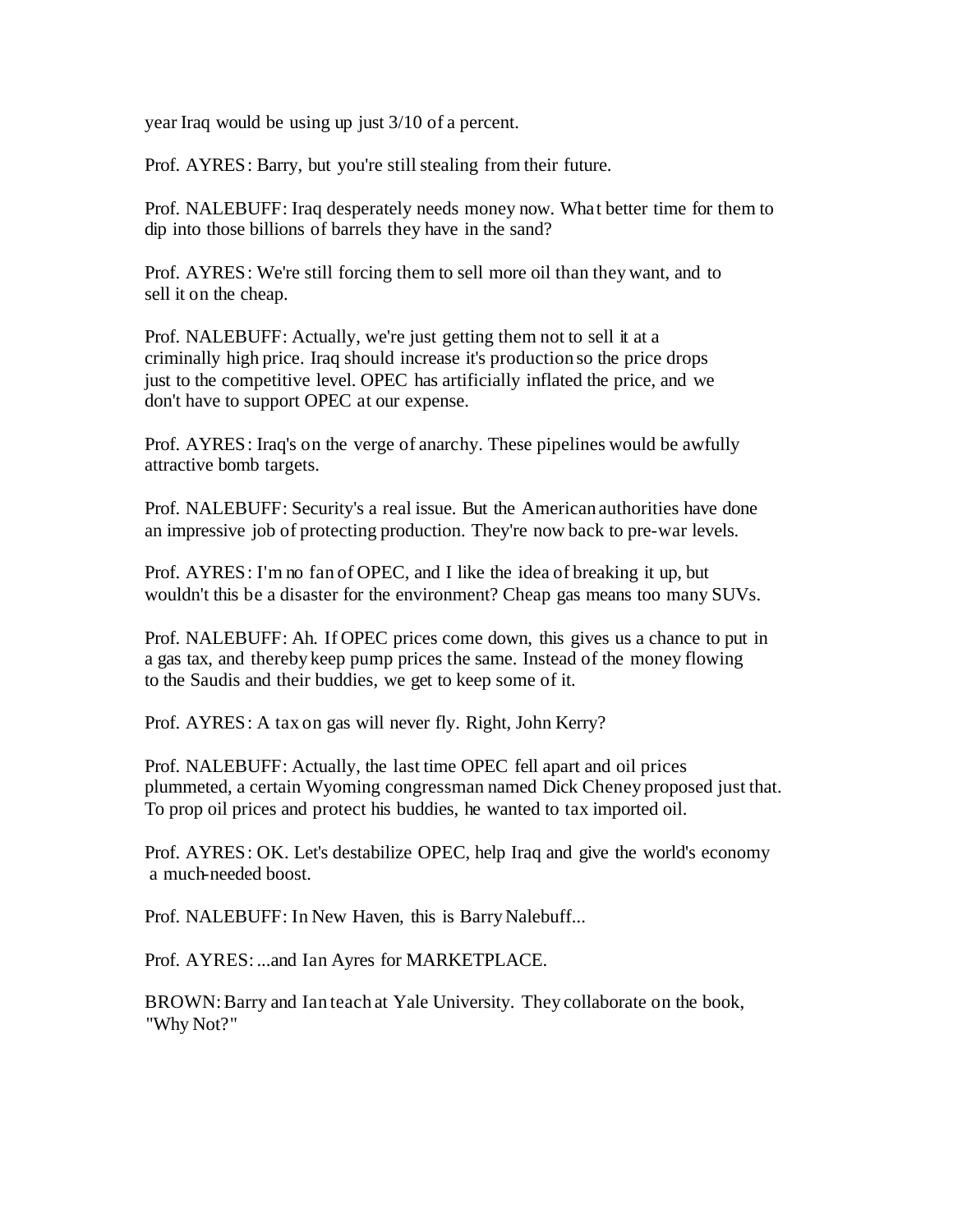year Iraq would be using up just 3/10 of a percent.

Prof. AYRES: Barry, but you're still stealing from their future.

Prof. NALEBUFF: Iraq desperately needs money now. What better time for them to dip into those billions of barrels they have in the sand?

Prof. AYRES: We're still forcing them to sell more oil than they want, and to sell it on the cheap.

Prof. NALEBUFF: Actually, we're just getting them not to sell it at a criminally high price. Iraq should increase it's production so the price drops just to the competitive level. OPEC has artificially inflated the price, and we don't have to support OPEC at our expense.

Prof. AYRES: Iraq's on the verge of anarchy. These pipelines would be awfully attractive bomb targets.

Prof. NALEBUFF: Security's a real issue. But the American authorities have done an impressive job of protecting production. They're now back to pre-war levels.

Prof. AYRES: I'm no fan of OPEC, and I like the idea of breaking it up, but wouldn't this be a disaster for the environment? Cheap gas means too many SUVs.

Prof. NALEBUFF: Ah. If OPEC prices come down, this gives us a chance to put in a gas tax, and thereby keep pump prices the same. Instead of the money flowing to the Saudis and their buddies, we get to keep some of it.

Prof. AYRES: A tax on gas will never fly. Right, John Kerry?

Prof. NALEBUFF: Actually, the last time OPEC fell apart and oil prices plummeted, a certain Wyoming congressman named Dick Cheney proposed just that. To prop oil prices and protect his buddies, he wanted to tax imported oil.

Prof. AYRES: OK. Let's destabilize OPEC, help Iraq and give the world's economy a much-needed boost.

Prof. NALEBUFF: In New Haven, this is Barry Nalebuff...

Prof. AYRES: ...and Ian Ayres for MARKETPLACE.

BROWN: Barry and Ian teach at Yale University. They collaborate on the book, "Why Not?"